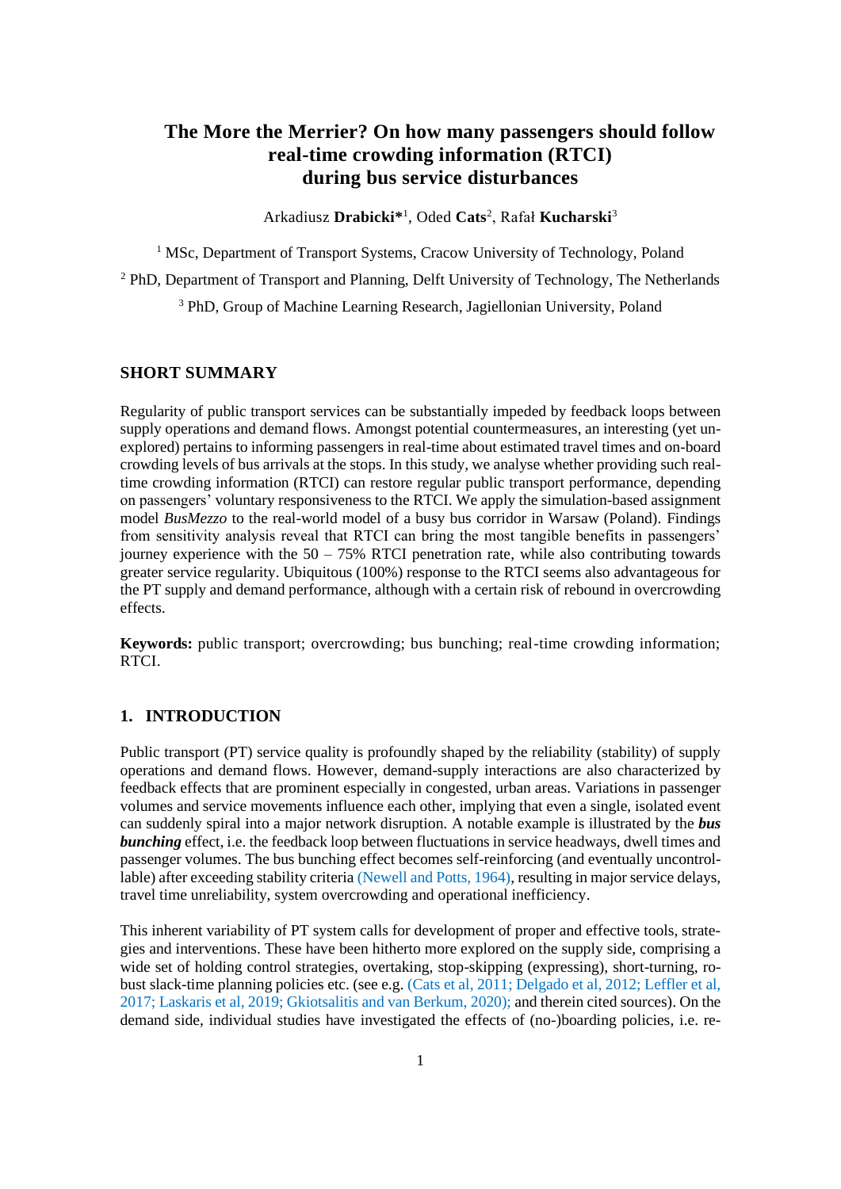# The More the Merrier? On how many passengers should follow real-time crowding information (RTCI) during bus service disturbances

Arkadiusz **Drabicki***[1], Oded **Cats**[2], Rafał **Kucharski**[3]

[1] MSc, Department of Transport Systems, Cracow University of Technology, Poland

[2] PhD, Department of Transport and Planning, Delft University of Technology, The Netherlands

[3] PhD, Group of Machine Learning Research, Jagiellonian University, Poland

## SHORT SUMMARY

Regularity of public transport services can be substantially impeded by feedback loops between supply operations and demand flows. Amongst potential countermeasures, an interesting (yet unexplored) pertains to informing passengers in real-time about estimated travel times and on-board crowding levels of bus arrivals at the stops. In this study, we analyse whether providing such real-time crowding information (RTCI) can restore regular public transport performance, depending on passengers' voluntary responsiveness to the RTCI. We apply the simulation-based assignment model *BusMezzo* to the real-world model of a busy bus corridor in Warsaw (Poland). Findings from sensitivity analysis reveal that RTCI can bring the most tangible benefits in passengers' journey experience with the 50 – 75% RTCI penetration rate, while also contributing towards greater service regularity. Ubiquitous (100%) response to the RTCI seems also advantageous for the PT supply and demand performance, although with a certain risk of rebound in overcrowding effects.

**Keywords:** public transport; overcrowding; bus bunching; real-time crowding information; RTCI.

## 1. INTRODUCTION

Public transport (PT) service quality is profoundly shaped by the reliability (stability) of supply operations and demand flows. However, demand-supply interactions are also characterized by feedback effects that are prominent especially in congested, urban areas. Variations in passenger volumes and service movements influence each other, implying that even a single, isolated event can suddenly spiral into a major network disruption. A notable example is illustrated by the ***bus bunching*** effect, i.e. the feedback loop between fluctuations in service headways, dwell times and passenger volumes. The bus bunching effect becomes self-reinforcing (and eventually uncontrollable) after exceeding stability criteria (Newell and Potts, 1964), resulting in major service delays, travel time unreliability, system overcrowding and operational inefficiency.

This inherent variability of PT system calls for development of proper and effective tools, strategies and interventions. These have been hitherto more explored on the supply side, comprising a wide set of holding control strategies, overtaking, stop-skipping (expressing), short-turning, robust slack-time planning policies etc. (see e.g. (Cats et al, 2011; Delgado et al, 2012; Leffler et al, 2017; Laskaris et al, 2019; Gkiotsalitis and van Berkum, 2020); and therein cited sources). On the demand side, individual studies have investigated the effects of (no-)boarding policies, i.e. re-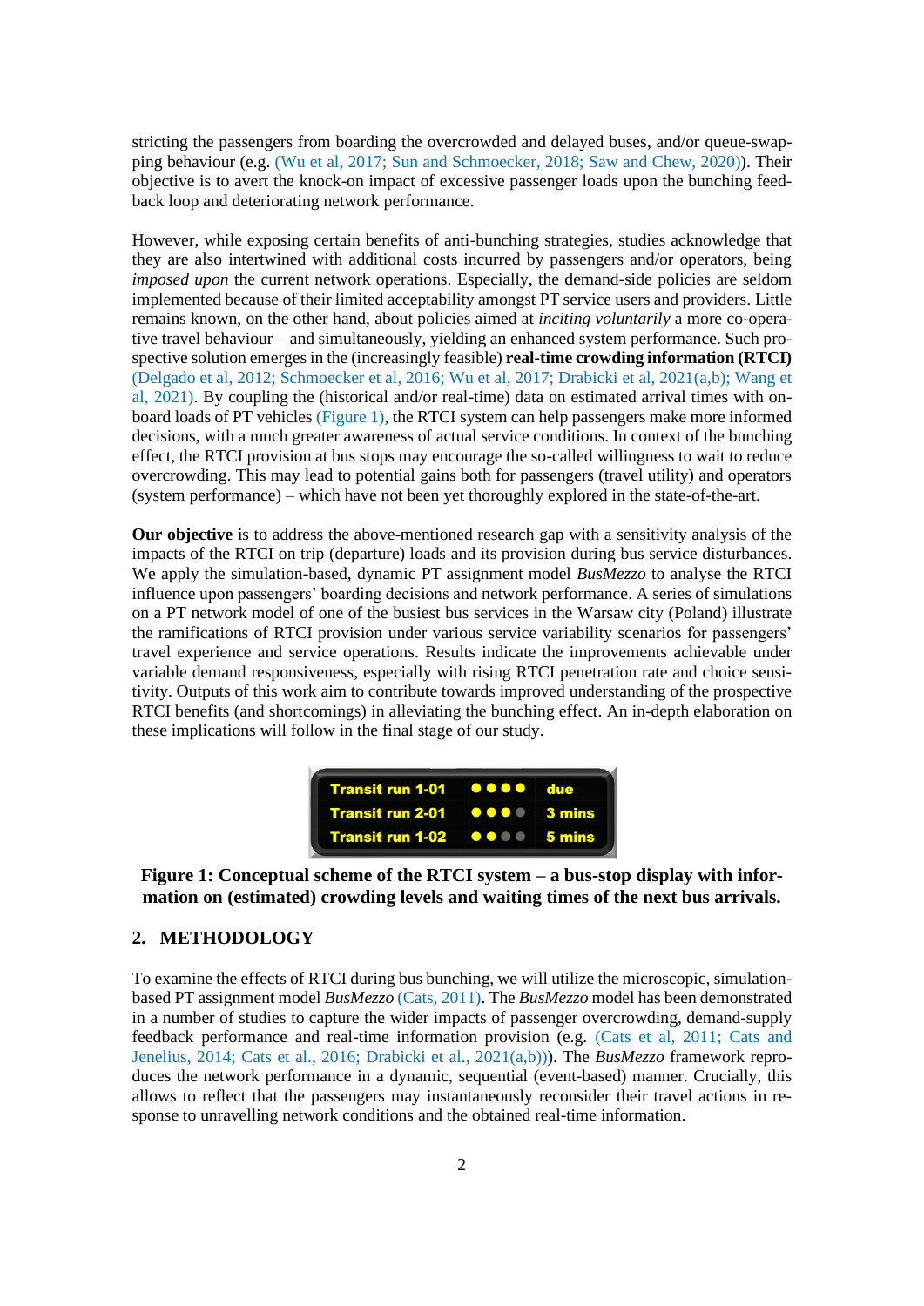stricting the passengers from boarding the overcrowded and delayed buses, and/or queue-swapping behaviour (e.g. (Wu et al, 2017; Sun and Schmoecker, 2018; Saw and Chew, 2020)). Their objective is to avert the knock-on impact of excessive passenger loads upon the bunching feedback loop and deteriorating network performance.

However, while exposing certain benefits of anti-bunching strategies, studies acknowledge that they are also intertwined with additional costs incurred by passengers and/or operators, being *imposed upon* the current network operations. Especially, the demand-side policies are seldom implemented because of their limited acceptability amongst PT service users and providers. Little remains known, on the other hand, about policies aimed at *inciting voluntarily* a more co-operative travel behaviour – and simultaneously, yielding an enhanced system performance. Such prospective solution emerges in the (increasingly feasible) **real-time crowding information (RTCI)** (Delgado et al, 2012; Schmoecker et al, 2016; Wu et al, 2017; Drabicki et al, 2021(a,b); Wang et al, 2021). By coupling the (historical and/or real-time) data on estimated arrival times with on-board loads of PT vehicles (Figure 1), the RTCI system can help passengers make more informed decisions, with a much greater awareness of actual service conditions. In context of the bunching effect, the RTCI provision at bus stops may encourage the so-called willingness to wait to reduce overcrowding. This may lead to potential gains both for passengers (travel utility) and operators (system performance) – which have not been yet thoroughly explored in the state-of-the-art.

**Our objective** is to address the above-mentioned research gap with a sensitivity analysis of the impacts of the RTCI on trip (departure) loads and its provision during bus service disturbances. We apply the simulation-based, dynamic PT assignment model *BusMezzo* to analyse the RTCI influence upon passengers' boarding decisions and network performance. A series of simulations on a PT network model of one of the busiest bus services in the Warsaw city (Poland) illustrate the ramifications of RTCI provision under various service variability scenarios for passengers' travel experience and service operations. Results indicate the improvements achievable under variable demand responsiveness, especially with rising RTCI penetration rate and choice sensitivity. Outputs of this work aim to contribute towards improved understanding of the prospective RTCI benefits (and shortcomings) in alleviating the bunching effect. An in-depth elaboration on these implications will follow in the final stage of our study.

| Transit run 1-01 | ●●●● | due |
|---|---|---|
| Transit run 2-01 | ●●●○ | 3 mins |
| Transit run 1-02 | ●●○○ | 5 mins |

**Figure 1: Conceptual scheme of the RTCI system – a bus-stop display with information on (estimated) crowding levels and waiting times of the next bus arrivals.**

## 2. METHODOLOGY

To examine the effects of RTCI during bus bunching, we will utilize the microscopic, simulation-based PT assignment model *BusMezzo* (Cats, 2011). The *BusMezzo* model has been demonstrated in a number of studies to capture the wider impacts of passenger overcrowding, demand-supply feedback performance and real-time information provision (e.g. (Cats et al, 2011; Cats and Jenelius, 2014; Cats et al., 2016; Drabicki et al., 2021(a,b))). The *BusMezzo* framework reproduces the network performance in a dynamic, sequential (event-based) manner. Crucially, this allows to reflect that the passengers may instantaneously reconsider their travel actions in response to unravelling network conditions and the obtained real-time information.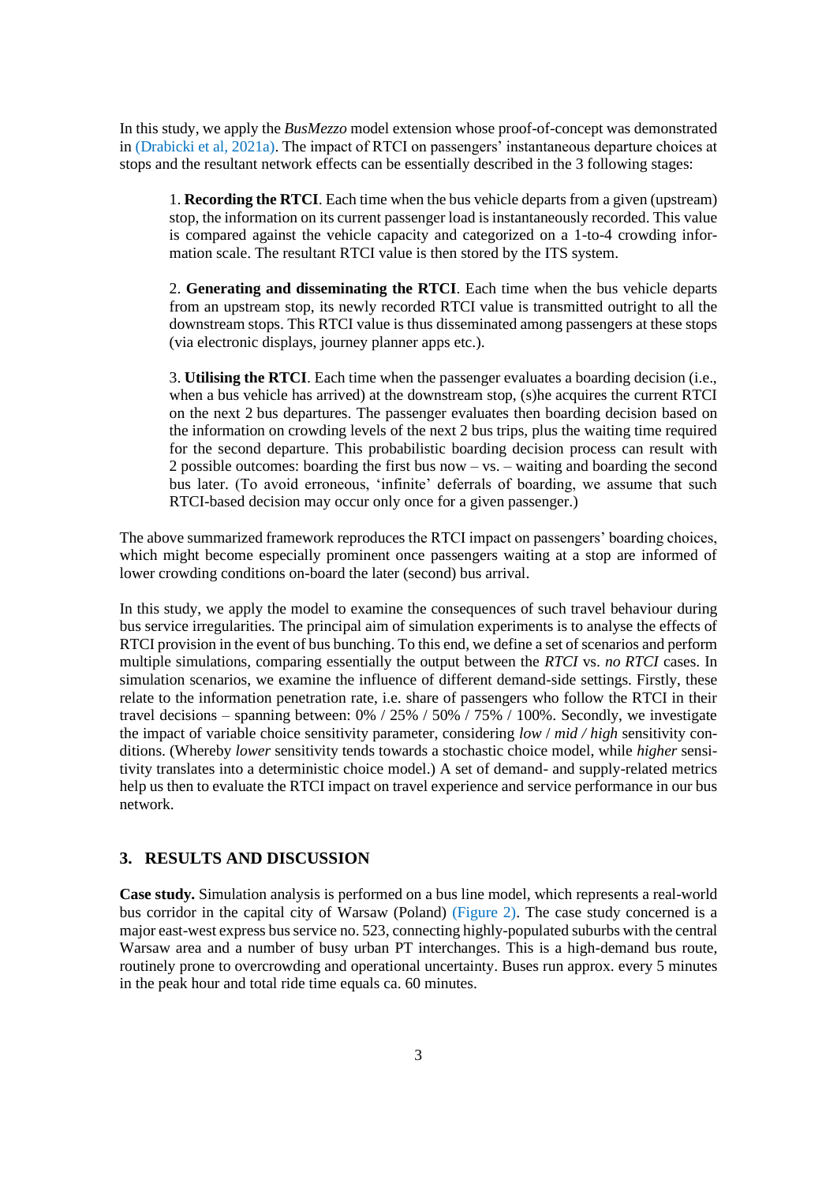In this study, we apply the *BusMezzo* model extension whose proof-of-concept was demonstrated in (Drabicki et al, 2021a). The impact of RTCI on passengers' instantaneous departure choices at stops and the resultant network effects can be essentially described in the 3 following stages:

1. **Recording the RTCI**. Each time when the bus vehicle departs from a given (upstream) stop, the information on its current passenger load is instantaneously recorded. This value is compared against the vehicle capacity and categorized on a 1-to-4 crowding information scale. The resultant RTCI value is then stored by the ITS system.

2. **Generating and disseminating the RTCI**. Each time when the bus vehicle departs from an upstream stop, its newly recorded RTCI value is transmitted outright to all the downstream stops. This RTCI value is thus disseminated among passengers at these stops (via electronic displays, journey planner apps etc.).

3. **Utilising the RTCI**. Each time when the passenger evaluates a boarding decision (i.e., when a bus vehicle has arrived) at the downstream stop, (s)he acquires the current RTCI on the next 2 bus departures. The passenger evaluates then boarding decision based on the information on crowding levels of the next 2 bus trips, plus the waiting time required for the second departure. This probabilistic boarding decision process can result with 2 possible outcomes: boarding the first bus now – vs. – waiting and boarding the second bus later. (To avoid erroneous, 'infinite' deferrals of boarding, we assume that such RTCI-based decision may occur only once for a given passenger.)

The above summarized framework reproduces the RTCI impact on passengers' boarding choices, which might become especially prominent once passengers waiting at a stop are informed of lower crowding conditions on-board the later (second) bus arrival.

In this study, we apply the model to examine the consequences of such travel behaviour during bus service irregularities. The principal aim of simulation experiments is to analyse the effects of RTCI provision in the event of bus bunching. To this end, we define a set of scenarios and perform multiple simulations, comparing essentially the output between the *RTCI* vs. *no RTCI* cases. In simulation scenarios, we examine the influence of different demand-side settings. Firstly, these relate to the information penetration rate, i.e. share of passengers who follow the RTCI in their travel decisions – spanning between: 0% / 25% / 50% / 75% / 100%. Secondly, we investigate the impact of variable choice sensitivity parameter, considering *low* / *mid / high* sensitivity conditions. (Whereby *lower* sensitivity tends towards a stochastic choice model, while *higher* sensitivity translates into a deterministic choice model.) A set of demand- and supply-related metrics help us then to evaluate the RTCI impact on travel experience and service performance in our bus network.

## 3. RESULTS AND DISCUSSION

**Case study.** Simulation analysis is performed on a bus line model, which represents a real-world bus corridor in the capital city of Warsaw (Poland) (Figure 2). The case study concerned is a major east-west express bus service no. 523, connecting highly-populated suburbs with the central Warsaw area and a number of busy urban PT interchanges. This is a high-demand bus route, routinely prone to overcrowding and operational uncertainty. Buses run approx. every 5 minutes in the peak hour and total ride time equals ca. 60 minutes.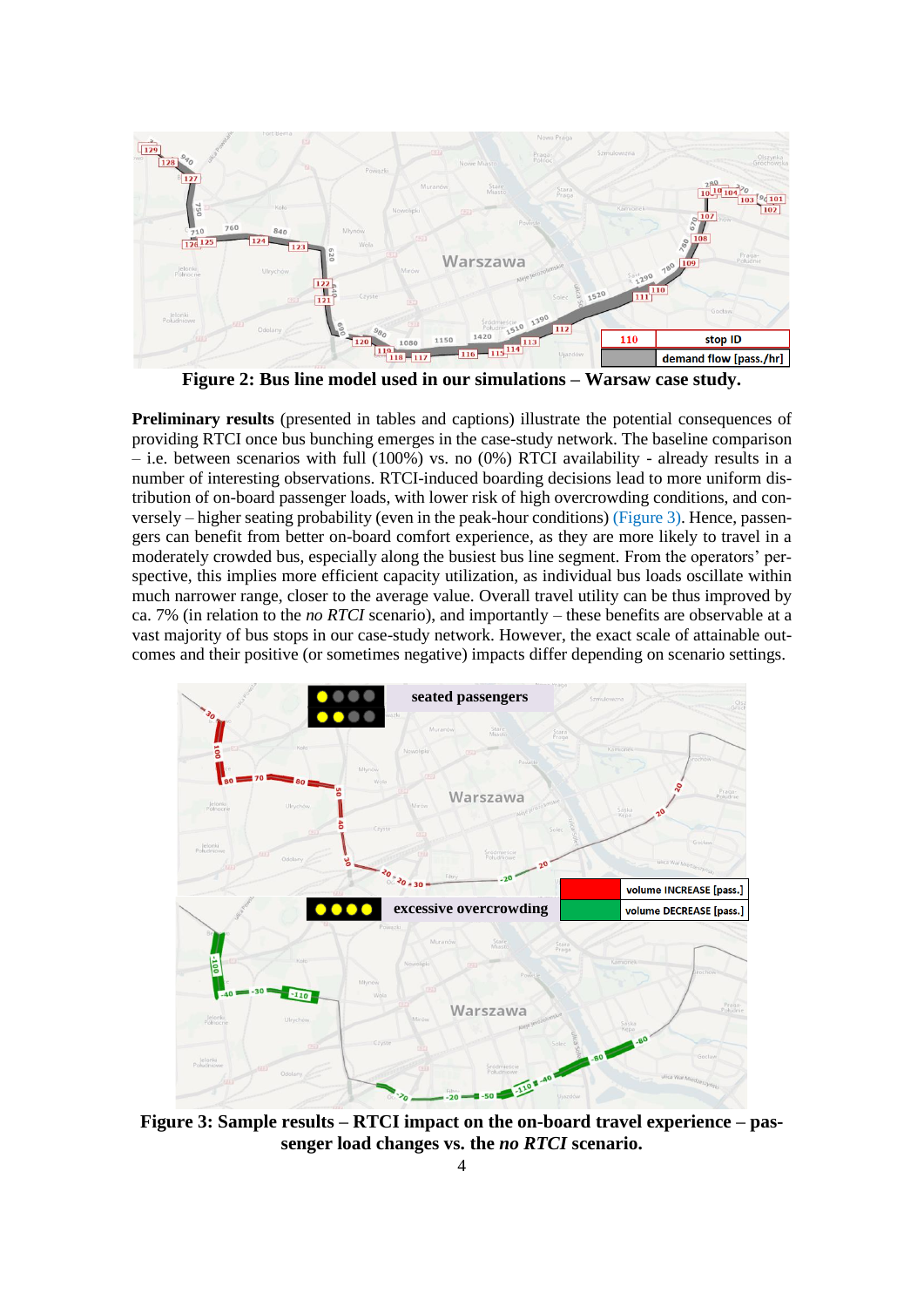**Figure 2: Bus line model used in our simulations – Warsaw case study.**

**Preliminary results** (presented in tables and captions) illustrate the potential consequences of providing RTCI once bus bunching emerges in the case-study network. The baseline comparison – i.e. between scenarios with full (100%) vs. no (0%) RTCI availability - already results in a number of interesting observations. RTCI-induced boarding decisions lead to more uniform distribution of on-board passenger loads, with lower risk of high overcrowding conditions, and conversely – higher seating probability (even in the peak-hour conditions) (Figure 3). Hence, passengers can benefit from better on-board comfort experience, as they are more likely to travel in a moderately crowded bus, especially along the busiest bus line segment. From the operators' perspective, this implies more efficient capacity utilization, as individual bus loads oscillate within much narrower range, closer to the average value. Overall travel utility can be thus improved by ca. 7% (in relation to the *no RTCI* scenario), and importantly – these benefits are observable at a vast majority of bus stops in our case-study network. However, the exact scale of attainable outcomes and their positive (or sometimes negative) impacts differ depending on scenario settings.

**Figure 3: Sample results – RTCI impact on the on-board travel experience – passenger load changes vs. the *no RTCI* scenario.**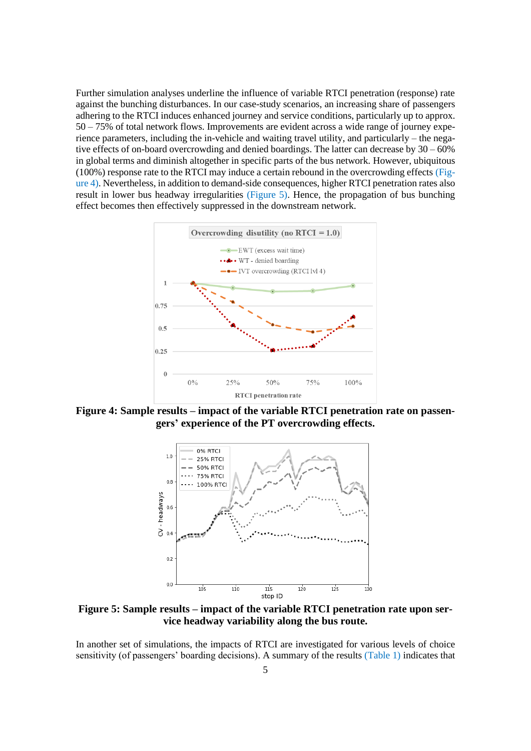Further simulation analyses underline the influence of variable RTCI penetration (response) rate against the bunching disturbances. In our case-study scenarios, an increasing share of passengers adhering to the RTCI induces enhanced journey and service conditions, particularly up to approx. 50 – 75% of total network flows. Improvements are evident across a wide range of journey experience parameters, including the in-vehicle and waiting travel utility, and particularly – the negative effects of on-board overcrowding and denied boardings. The latter can decrease by 30 – 60% in global terms and diminish altogether in specific parts of the bus network. However, ubiquitous (100%) response rate to the RTCI may induce a certain rebound in the overcrowding effects (Figure 4). Nevertheless, in addition to demand-side consequences, higher RTCI penetration rates also result in lower bus headway irregularities (Figure 5). Hence, the propagation of bus bunching effect becomes then effectively suppressed in the downstream network.

**Figure 4: Sample results – impact of the variable RTCI penetration rate on passengers' experience of the PT overcrowding effects.**

**Figure 5: Sample results – impact of the variable RTCI penetration rate upon service headway variability along the bus route.**

In another set of simulations, the impacts of RTCI are investigated for various levels of choice sensitivity (of passengers' boarding decisions). A summary of the results (Table 1) indicates that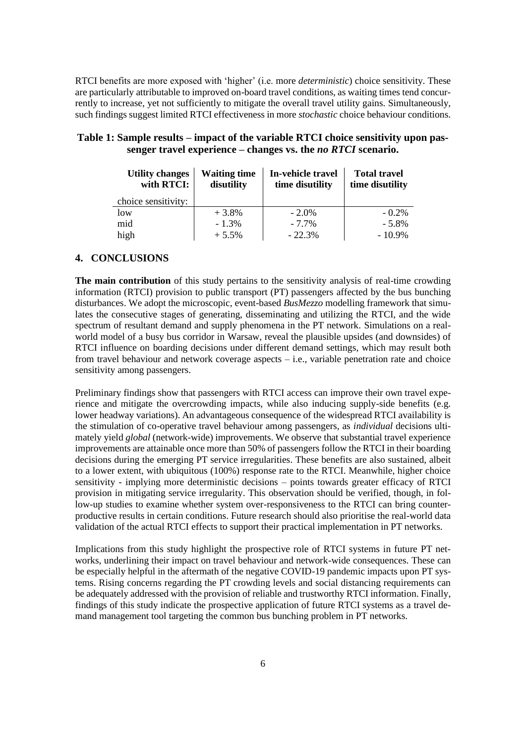RTCI benefits are more exposed with 'higher' (i.e. more *deterministic*) choice sensitivity. These are particularly attributable to improved on-board travel conditions, as waiting times tend concurrently to increase, yet not sufficiently to mitigate the overall travel utility gains. Simultaneously, such findings suggest limited RTCI effectiveness in more *stochastic* choice behaviour conditions.

**Table 1: Sample results – impact of the variable RTCI choice sensitivity upon passenger travel experience – changes vs. the *no RTCI* scenario.**

| Utility changes with RTCI: | Waiting time disutility | In-vehicle travel time disutility | Total travel time disutility |
|---|---|---|---|
| choice sensitivity: | | | |
| low | + 3.8% | - 2.0% | - 0.2% |
| mid | - 1.3% | - 7.7% | - 5.8% |
| high | + 5.5% | - 22.3% | - 10.9% |

## 4. CONCLUSIONS

**The main contribution** of this study pertains to the sensitivity analysis of real-time crowding information (RTCI) provision to public transport (PT) passengers affected by the bus bunching disturbances. We adopt the microscopic, event-based *BusMezzo* modelling framework that simulates the consecutive stages of generating, disseminating and utilizing the RTCI, and the wide spectrum of resultant demand and supply phenomena in the PT network. Simulations on a real-world model of a busy bus corridor in Warsaw, reveal the plausible upsides (and downsides) of RTCI influence on boarding decisions under different demand settings, which may result both from travel behaviour and network coverage aspects – i.e., variable penetration rate and choice sensitivity among passengers.

Preliminary findings show that passengers with RTCI access can improve their own travel experience and mitigate the overcrowding impacts, while also inducing supply-side benefits (e.g. lower headway variations). An advantageous consequence of the widespread RTCI availability is the stimulation of co-operative travel behaviour among passengers, as *individual* decisions ultimately yield *global* (network-wide) improvements. We observe that substantial travel experience improvements are attainable once more than 50% of passengers follow the RTCI in their boarding decisions during the emerging PT service irregularities. These benefits are also sustained, albeit to a lower extent, with ubiquitous (100%) response rate to the RTCI. Meanwhile, higher choice sensitivity - implying more deterministic decisions – points towards greater efficacy of RTCI provision in mitigating service irregularity. This observation should be verified, though, in follow-up studies to examine whether system over-responsiveness to the RTCI can bring counter-productive results in certain conditions. Future research should also prioritise the real-world data validation of the actual RTCI effects to support their practical implementation in PT networks.

Implications from this study highlight the prospective role of RTCI systems in future PT networks, underlining their impact on travel behaviour and network-wide consequences. These can be especially helpful in the aftermath of the negative COVID-19 pandemic impacts upon PT systems. Rising concerns regarding the PT crowding levels and social distancing requirements can be adequately addressed with the provision of reliable and trustworthy RTCI information. Finally, findings of this study indicate the prospective application of future RTCI systems as a travel demand management tool targeting the common bus bunching problem in PT networks.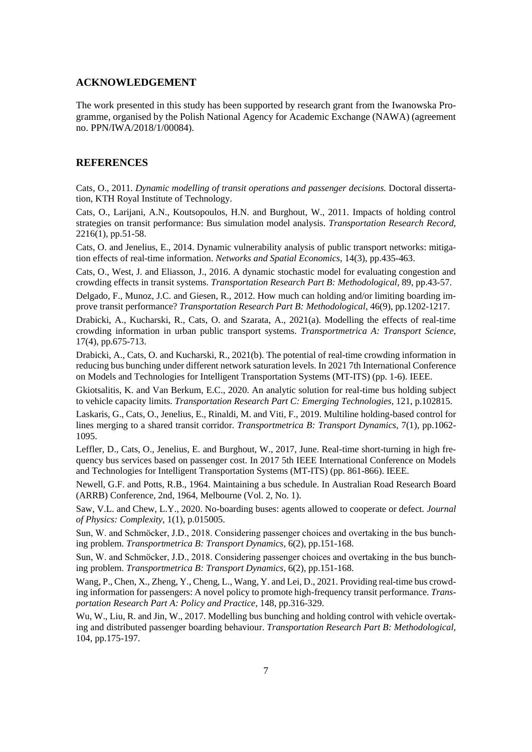## ACKNOWLEDGEMENT

The work presented in this study has been supported by research grant from the Iwanowska Programme, organised by the Polish National Agency for Academic Exchange (NAWA) (agreement no. PPN/IWA/2018/1/00084).

## REFERENCES

Cats, O., 2011. *Dynamic modelling of transit operations and passenger decisions.* Doctoral dissertation, KTH Royal Institute of Technology.

Cats, O., Larijani, A.N., Koutsopoulos, H.N. and Burghout, W., 2011. Impacts of holding control strategies on transit performance: Bus simulation model analysis. *Transportation Research Record,* 2216(1), pp.51-58.

Cats, O. and Jenelius, E., 2014. Dynamic vulnerability analysis of public transport networks: mitigation effects of real-time information. *Networks and Spatial Economics,* 14(3), pp.435-463.

Cats, O., West, J. and Eliasson, J., 2016. A dynamic stochastic model for evaluating congestion and crowding effects in transit systems. *Transportation Research Part B: Methodological*, 89, pp.43-57.

Delgado, F., Munoz, J.C. and Giesen, R., 2012. How much can holding and/or limiting boarding improve transit performance? *Transportation Research Part B: Methodological*, 46(9), pp.1202-1217.

Drabicki, A., Kucharski, R., Cats, O. and Szarata, A., 2021(a). Modelling the effects of real-time crowding information in urban public transport systems. *Transportmetrica A: Transport Science,* 17(4), pp.675-713.

Drabicki, A., Cats, O. and Kucharski, R., 2021(b). The potential of real-time crowding information in reducing bus bunching under different network saturation levels. In 2021 7th International Conference on Models and Technologies for Intelligent Transportation Systems (MT-ITS) (pp. 1-6). IEEE.

Gkiotsalitis, K. and Van Berkum, E.C., 2020. An analytic solution for real-time bus holding subject to vehicle capacity limits. *Transportation Research Part C: Emerging Technologies*, 121, p.102815.

Laskaris, G., Cats, O., Jenelius, E., Rinaldi, M. and Viti, F., 2019. Multiline holding-based control for lines merging to a shared transit corridor. *Transportmetrica B: Transport Dynamics,* 7(1), pp.1062-1095.

Leffler, D., Cats, O., Jenelius, E. and Burghout, W., 2017, June. Real-time short-turning in high frequency bus services based on passenger cost. In 2017 5th IEEE International Conference on Models and Technologies for Intelligent Transportation Systems (MT-ITS) (pp. 861-866). IEEE.

Newell, G.F. and Potts, R.B., 1964. Maintaining a bus schedule. In Australian Road Research Board (ARRB) Conference, 2nd, 1964, Melbourne (Vol. 2, No. 1).

Saw, V.L. and Chew, L.Y., 2020. No-boarding buses: agents allowed to cooperate or defect. *Journal of Physics: Complexity*, 1(1), p.015005.

Sun, W. and Schmöcker, J.D., 2018. Considering passenger choices and overtaking in the bus bunching problem. *Transportmetrica B: Transport Dynamics*, 6(2), pp.151-168.

Sun, W. and Schmöcker, J.D., 2018. Considering passenger choices and overtaking in the bus bunching problem. *Transportmetrica B: Transport Dynamics*, 6(2), pp.151-168.

Wang, P., Chen, X., Zheng, Y., Cheng, L., Wang, Y. and Lei, D., 2021. Providing real-time bus crowding information for passengers: A novel policy to promote high-frequency transit performance. *Transportation Research Part A: Policy and Practice*, 148, pp.316-329.

Wu, W., Liu, R. and Jin, W., 2017. Modelling bus bunching and holding control with vehicle overtaking and distributed passenger boarding behaviour. *Transportation Research Part B: Methodological,* 104, pp.175-197.